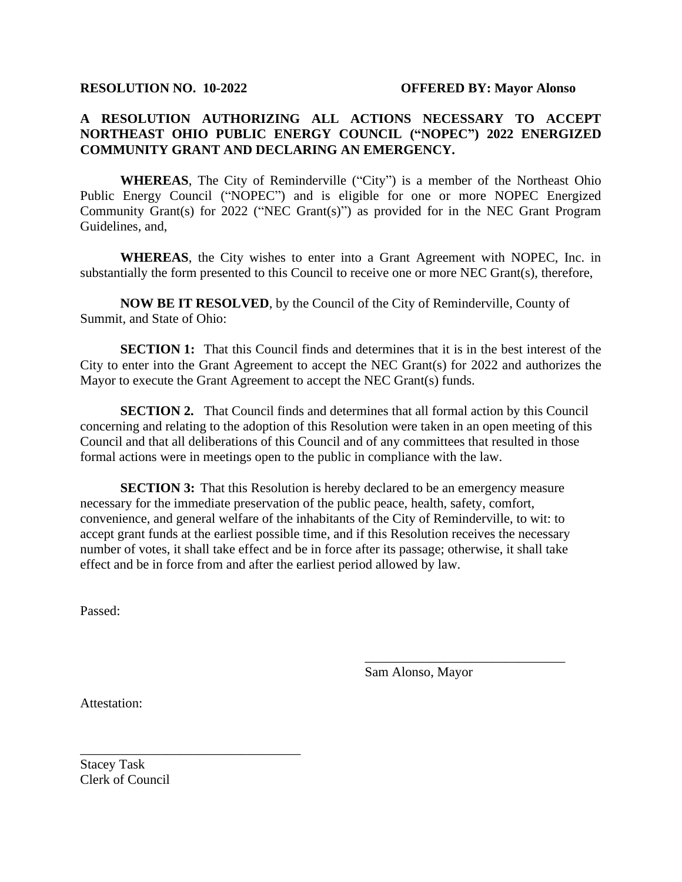**RESOLUTION NO. 10-2022** **OFFERED BY: Mayor Alonso**

**A RESOLUTION AUTHORIZING ALL ACTIONS NECESSARY TO ACCEPT NORTHEAST OHIO PUBLIC ENERGY COUNCIL ("NOPEC") 2022 ENERGIZED COMMUNITY GRANT AND DECLARING AN EMERGENCY.**

**WHEREAS**, The City of Reminderville ("City") is a member of the Northeast Ohio Public Energy Council ("NOPEC") and is eligible for one or more NOPEC Energized Community Grant(s) for 2022 ("NEC Grant(s)") as provided for in the NEC Grant Program Guidelines, and,

**WHEREAS**, the City wishes to enter into a Grant Agreement with NOPEC, Inc. in substantially the form presented to this Council to receive one or more NEC Grant(s), therefore,

**NOW BE IT RESOLVED**, by the Council of the City of Reminderville, County of Summit, and State of Ohio:

**SECTION 1:** That this Council finds and determines that it is in the best interest of the City to enter into the Grant Agreement to accept the NEC Grant(s) for 2022 and authorizes the Mayor to execute the Grant Agreement to accept the NEC Grant(s) funds.

**SECTION 2.** That Council finds and determines that all formal action by this Council concerning and relating to the adoption of this Resolution were taken in an open meeting of this Council and that all deliberations of this Council and of any committees that resulted in those formal actions were in meetings open to the public in compliance with the law.

**SECTION 3:** That this Resolution is hereby declared to be an emergency measure necessary for the immediate preservation of the public peace, health, safety, comfort, convenience, and general welfare of the inhabitants of the City of Reminderville, to wit: to accept grant funds at the earliest possible time, and if this Resolution receives the necessary number of votes, it shall take effect and be in force after its passage; otherwise, it shall take effect and be in force from and after the earliest period allowed by law.

Passed:

\_\_\_\_\_\_\_\_\_\_\_\_\_\_\_\_\_\_\_\_\_\_\_\_\_\_\_\_\_\_
Sam Alonso, Mayor

Attestation:

\_\_\_\_\_\_\_\_\_\_\_\_\_\_\_\_\_\_\_\_\_\_\_\_\_\_\_\_\_\_
Stacey Task
Clerk of Council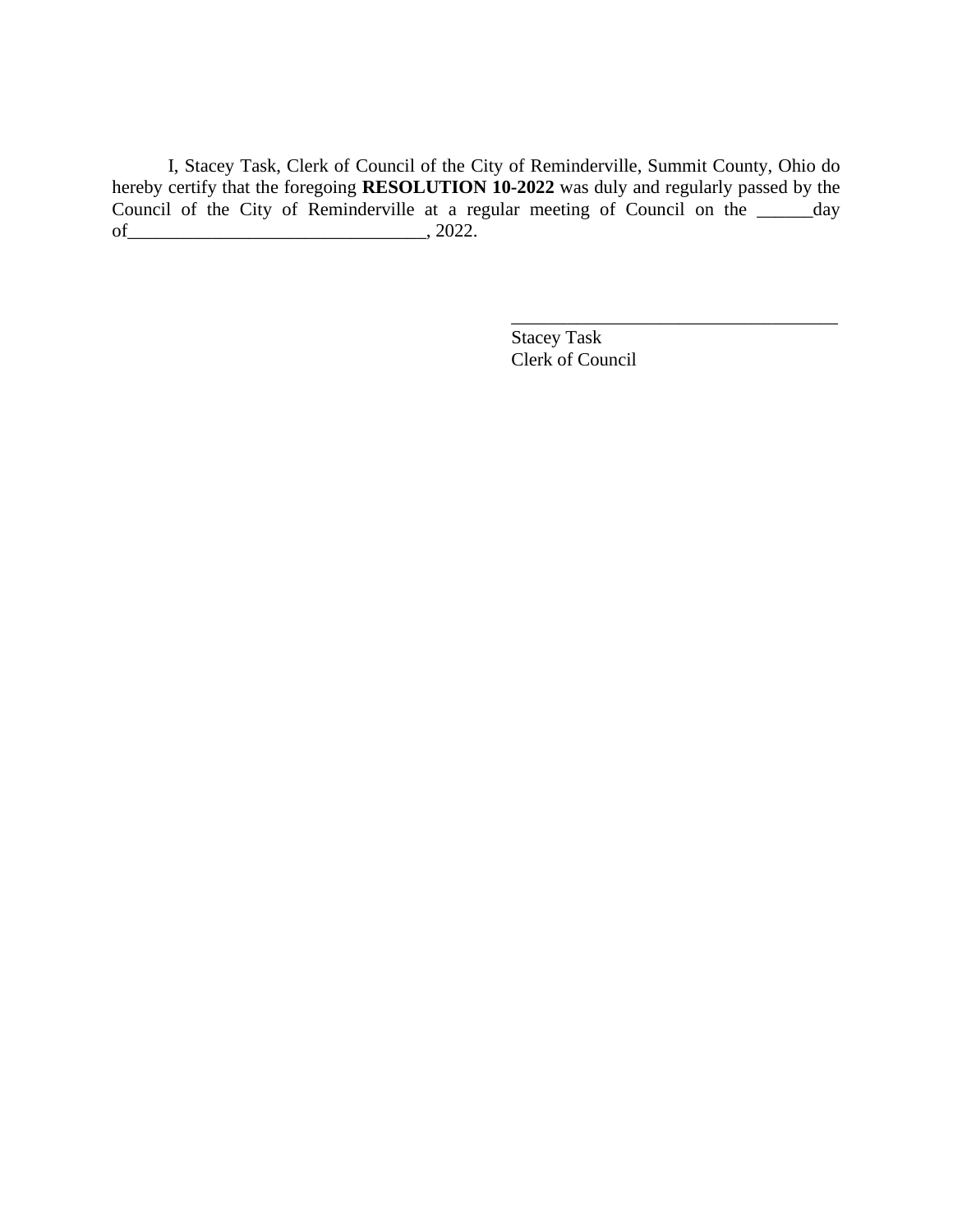I, Stacey Task, Clerk of Council of the City of Reminderville, Summit County, Ohio do hereby certify that the foregoing **RESOLUTION 10-2022** was duly and regularly passed by the Council of the City of Reminderville at a regular meeting of Council on the ______day of________________________________, 2022.

____________________________________
Stacey Task
Clerk of Council